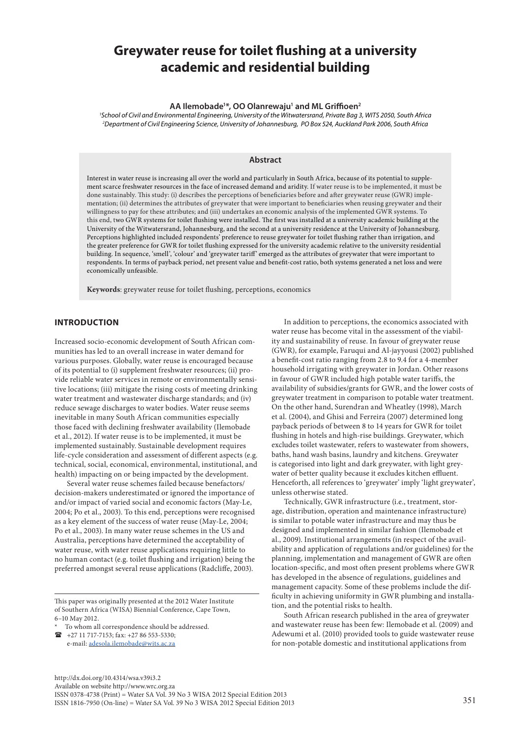# Greywater reuse for toilet flushing at a university academic and residential building

**AA Ilemobade[1]\*, OO Olanrewaju[1] and ML Griffioen[2]**

[1]*School of Civil and Environmental Engineering, University of the Witwatersrand, Private Bag 3, WITS 2050, South Africa*
[2]*Department of Civil Engineering Science, University of Johannesburg, PO Box 524, Auckland Park 2006, South Africa*

## Abstract

Interest in water reuse is increasing all over the world and particularly in South Africa, because of its potential to supplement scarce freshwater resources in the face of increased demand and aridity. If water reuse is to be implemented, it must be done sustainably. This study: (i) describes the perceptions of beneficiaries before and after greywater reuse (GWR) implementation; (ii) determines the attributes of greywater that were important to beneficiaries when reusing greywater and their willingness to pay for these attributes; and (iii) undertakes an economic analysis of the implemented GWR systems. To this end, two GWR systems for toilet flushing were installed. The first was installed at a university academic building at the University of the Witwatersrand, Johannesburg, and the second at a university residence at the University of Johannesburg. Perceptions highlighted included respondents' preference to reuse greywater for toilet flushing rather than irrigation, and the greater preference for GWR for toilet flushing expressed for the university academic relative to the university residential building. In sequence, 'smell', 'colour' and 'greywater tariff' emerged as the attributes of greywater that were important to respondents. In terms of payback period, net present value and benefit-cost ratio, both systems generated a net loss and were economically unfeasible.

**Keywords**: greywater reuse for toilet flushing, perceptions, economics

## INTRODUCTION

Increased socio-economic development of South African communities has led to an overall increase in water demand for various purposes. Globally, water reuse is encouraged because of its potential to (i) supplement freshwater resources; (ii) provide reliable water services in remote or environmentally sensitive locations; (iii) mitigate the rising costs of meeting drinking water treatment and wastewater discharge standards; and (iv) reduce sewage discharges to water bodies. Water reuse seems inevitable in many South African communities especially those faced with declining freshwater availability (Ilemobade et al., 2012). If water reuse is to be implemented, it must be implemented sustainably. Sustainable development requires life-cycle consideration and assessment of different aspects (e.g. technical, social, economical, environmental, institutional, and health) impacting on or being impacted by the development.

Several water reuse schemes failed because benefactors/decision-makers underestimated or ignored the importance of and/or impact of varied social and economic factors (May-Le, 2004; Po et al., 2003). To this end, perceptions were recognised as a key element of the success of water reuse (May-Le, 2004; Po et al., 2003). In many water reuse schemes in the US and Australia, perceptions have determined the acceptability of water reuse, with water reuse applications requiring little to no human contact (e.g. toilet flushing and irrigation) being the preferred amongst several reuse applications (Radcliffe, 2003).

In addition to perceptions, the economics associated with water reuse has become vital in the assessment of the viability and sustainability of reuse. In favour of greywater reuse (GWR), for example, Faruqui and Al-jayyousi (2002) published a benefit-cost ratio ranging from 2.8 to 9.4 for a 4-member household irrigating with greywater in Jordan. Other reasons in favour of GWR included high potable water tariffs, the availability of subsidies/grants for GWR, and the lower costs of greywater treatment in comparison to potable water treatment. On the other hand, Surendran and Wheatley (1998), March et al. (2004), and Ghisi and Ferreira (2007) determined long payback periods of between 8 to 14 years for GWR for toilet flushing in hotels and high-rise buildings. Greywater, which excludes toilet wastewater, refers to wastewater from showers, baths, hand wash basins, laundry and kitchens. Greywater is categorised into light and dark greywater, with light greywater of better quality because it excludes kitchen effluent. Henceforth, all references to 'greywater' imply 'light greywater', unless otherwise stated.

Technically, GWR infrastructure (i.e., treatment, storage, distribution, operation and maintenance infrastructure) is similar to potable water infrastructure and may thus be designed and implemented in similar fashion (Ilemobade et al., 2009). Institutional arrangements (in respect of the availability and application of regulations and/or guidelines) for the planning, implementation and management of GWR are often location-specific, and most often present problems where GWR has developed in the absence of regulations, guidelines and management capacity. Some of these problems include the difficulty in achieving uniformity in GWR plumbing and installation, and the potential risks to health.

South African research published in the area of greywater and wastewater reuse has been few: Ilemobade et al. (2009) and Adewumi et al. (2010) provided tools to guide wastewater reuse for non-potable domestic and institutional applications from

---

This paper was originally presented at the 2012 Water Institute of Southern Africa (WISA) Biennial Conference, Cape Town, 6–10 May 2012.

\* To whom all correspondence should be addressed.
☎ +27 11 717-7153; fax: +27 86 553-5330;
e-mail: adesola.ilemobade@wits.ac.za

http://dx.doi.org/10.4314/wsa.v39i3.2
Available on website http://www.wrc.org.za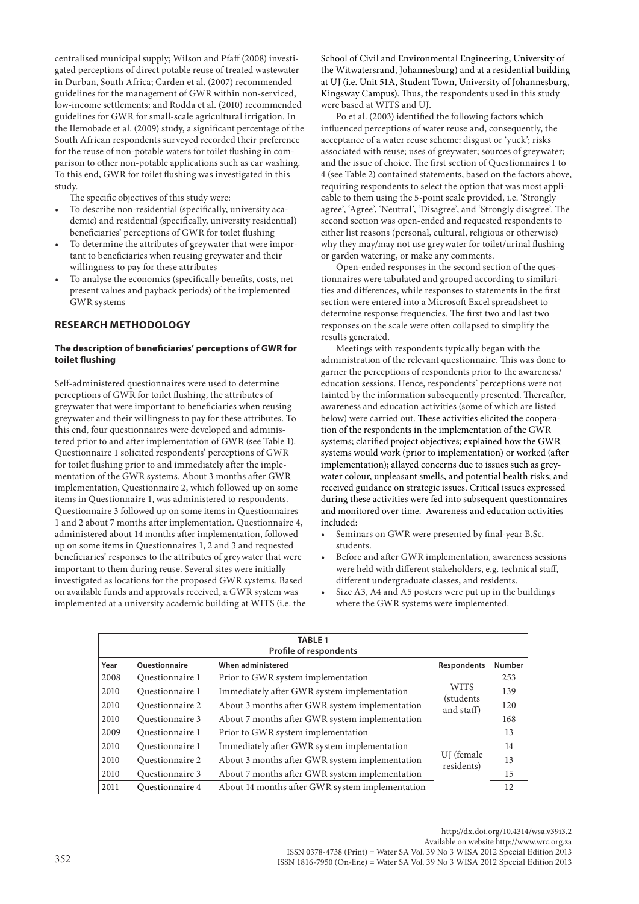centralised municipal supply; Wilson and Pfaff (2008) investigated perceptions of direct potable reuse of treated wastewater in Durban, South Africa; Carden et al. (2007) recommended guidelines for the management of GWR within non-serviced, low-income settlements; and Rodda et al. (2010) recommended guidelines for GWR for small-scale agricultural irrigation. In the Ilemobade et al. (2009) study, a significant percentage of the South African respondents surveyed recorded their preference for the reuse of non-potable waters for toilet flushing in comparison to other non-potable applications such as car washing. To this end, GWR for toilet flushing was investigated in this study.

The specific objectives of this study were:

- To describe non-residential (specifically, university academic) and residential (specifically, university residential) beneficiaries' perceptions of GWR for toilet flushing
- To determine the attributes of greywater that were important to beneficiaries when reusing greywater and their willingness to pay for these attributes
- To analyse the economics (specifically benefits, costs, net present values and payback periods) of the implemented GWR systems

## RESEARCH METHODOLOGY

### The description of beneficiaries' perceptions of GWR for toilet flushing

Self-administered questionnaires were used to determine perceptions of GWR for toilet flushing, the attributes of greywater that were important to beneficiaries when reusing greywater and their willingness to pay for these attributes. To this end, four questionnaires were developed and administered prior to and after implementation of GWR (see Table 1). Questionnaire 1 solicited respondents' perceptions of GWR for toilet flushing prior to and immediately after the implementation of the GWR systems. About 3 months after GWR implementation, Questionnaire 2, which followed up on some items in Questionnaire 1, was administered to respondents. Questionnaire 3 followed up on some items in Questionnaires 1 and 2 about 7 months after implementation. Questionnaire 4, administered about 14 months after implementation, followed up on some items in Questionnaires 1, 2 and 3 and requested beneficiaries' responses to the attributes of greywater that were important to them during reuse. Several sites were initially investigated as locations for the proposed GWR systems. Based on available funds and approvals received, a GWR system was implemented at a university academic building at WITS (i.e. the School of Civil and Environmental Engineering, University of the Witwatersrand, Johannesburg) and at a residential building at UJ (i.e. Unit 51A, Student Town, University of Johannesburg, Kingsway Campus). Thus, the respondents used in this study were based at WITS and UJ.

Po et al. (2003) identified the following factors which influenced perceptions of water reuse and, consequently, the acceptance of a water reuse scheme: disgust or 'yuck'; risks associated with reuse; uses of greywater; sources of greywater; and the issue of choice. The first section of Questionnaires 1 to 4 (see Table 2) contained statements, based on the factors above, requiring respondents to select the option that was most applicable to them using the 5-point scale provided, i.e. 'Strongly agree', 'Agree', 'Neutral', 'Disagree', and 'Strongly disagree'. The second section was open-ended and requested respondents to either list reasons (personal, cultural, religious or otherwise) why they may/may not use greywater for toilet/urinal flushing or garden watering, or make any comments.

Open-ended responses in the second section of the questionnaires were tabulated and grouped according to similarities and differences, while responses to statements in the first section were entered into a Microsoft Excel spreadsheet to determine response frequencies. The first two and last two responses on the scale were often collapsed to simplify the results generated.

Meetings with respondents typically began with the administration of the relevant questionnaire. This was done to garner the perceptions of respondents prior to the awareness/education sessions. Hence, respondents' perceptions were not tainted by the information subsequently presented. Thereafter, awareness and education activities (some of which are listed below) were carried out. These activities elicited the cooperation of the respondents in the implementation of the GWR systems; clarified project objectives; explained how the GWR systems would work (prior to implementation) or worked (after implementation); allayed concerns due to issues such as greywater colour, unpleasant smells, and potential health risks; and received guidance on strategic issues. Critical issues expressed during these activities were fed into subsequent questionnaires and monitored over time. Awareness and education activities included:

- Seminars on GWR were presented by final-year B.Sc. students.
- Before and after GWR implementation, awareness sessions were held with different stakeholders, e.g. technical staff, different undergraduate classes, and residents.
- Size A3, A4 and A5 posters were put up in the buildings where the GWR systems were implemented.

**TABLE 1**
**Profile of respondents**

| Year | Questionnaire | When administered | Respondents | Number |
|---|---|---|---|---|
| 2008 | Questionnaire 1 | Prior to GWR system implementation | WITS (students and staff) | 253 |
| 2010 | Questionnaire 1 | Immediately after GWR system implementation | | 139 |
| 2010 | Questionnaire 2 | About 3 months after GWR system implementation | | 120 |
| 2010 | Questionnaire 3 | About 7 months after GWR system implementation | | 168 |
| 2009 | Questionnaire 1 | Prior to GWR system implementation | UJ (female residents) | 13 |
| 2010 | Questionnaire 1 | Immediately after GWR system implementation | | 14 |
| 2010 | Questionnaire 2 | About 3 months after GWR system implementation | | 13 |
| 2010 | Questionnaire 3 | About 7 months after GWR system implementation | | 15 |
| 2011 | Questionnaire 4 | About 14 months after GWR system implementation | | 12 |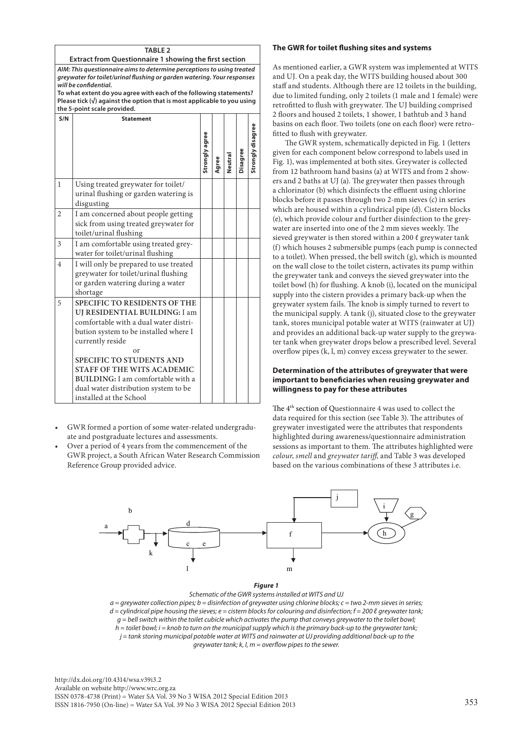**TABLE 2**
**Extract from Questionnaire 1 showing the first section**

***AIM: This questionnaire aims to determine perceptions to using treated greywater for toilet/urinal flushing or garden watering. Your responses will be confidential.***
**To what extent do you agree with each of the following statements? Please tick (√) against the option that is most applicable to you using the 5-point scale provided.**

| S/N | Statement | Strongly agree | Agree | Neutral | Disagree | Strongly disagree |
|---|---|---|---|---|---|---|
| 1 | Using treated greywater for toilet/urinal flushing or garden watering is disgusting | | | | | |
| 2 | I am concerned about people getting sick from using treated greywater for toilet/urinal flushing | | | | | |
| 3 | I am comfortable using treated greywater for toilet/urinal flushing | | | | | |
| 4 | I will only be prepared to use treated greywater for toilet/urinal flushing or garden watering during a water shortage | | | | | |
| 5 | **SPECIFIC TO RESIDENTS OF THE UJ RESIDENTIAL BUILDING:** I am comfortable with a dual water distribution system to be installed where I currently reside<br>or<br>**SPECIFIC TO STUDENTS AND STAFF OF THE WITS ACADEMIC BUILDING:** I am comfortable with a dual water distribution system to be installed at the School | | | | | |

- GWR formed a portion of some water-related undergraduate and postgraduate lectures and assessments.
- Over a period of 4 years from the commencement of the GWR project, a South African Water Research Commission Reference Group provided advice.

### The GWR for toilet flushing sites and systems

As mentioned earlier, a GWR system was implemented at WITS and UJ. On a peak day, the WITS building housed about 300 staff and students. Although there are 12 toilets in the building, due to limited funding, only 2 toilets (1 male and 1 female) were retrofitted to flush with greywater. The UJ building comprised 2 floors and housed 2 toilets, 1 shower, 1 bathtub and 3 hand basins on each floor. Two toilets (one on each floor) were retrofitted to flush with greywater.

The GWR system, schematically depicted in Fig. 1 (letters given for each component below correspond to labels used in Fig. 1), was implemented at both sites. Greywater is collected from 12 bathroom hand basins (a) at WITS and from 2 showers and 2 baths at UJ (a). The greywater then passes through a chlorinator (b) which disinfects the effluent using chlorine blocks before it passes through two 2-mm sieves (c) in series which are housed within a cylindrical pipe (d). Cistern blocks (e), which provide colour and further disinfection to the greywater are inserted into one of the 2 mm sieves weekly. The sieved greywater is then stored within a 200 ℓ greywater tank (f) which houses 2 submersible pumps (each pump is connected to a toilet). When pressed, the bell switch (g), which is mounted on the wall close to the toilet cistern, activates its pump within the greywater tank and conveys the sieved greywater into the toilet bowl (h) for flushing. A knob (i), located on the municipal supply into the cistern provides a primary back-up when the greywater system fails. The knob is simply turned to revert to the municipal supply. A tank (j), situated close to the greywater tank, stores municipal potable water at WITS (rainwater at UJ) and provides an additional back-up water supply to the greywater tank when greywater drops below a prescribed level. Several overflow pipes (k, l, m) convey excess greywater to the sewer.

### Determination of the attributes of greywater that were important to beneficiaries when reusing greywater and willingness to pay for these attributes

The 4th section of Questionnaire 4 was used to collect the data required for this section (see Table 3). The attributes of greywater investigated were the attributes that respondents highlighted during awareness/questionnaire administration sessions as important to them. The attributes highlighted were *colour*, *smell* and *greywater tariff*, and Table 3 was developed based on the various combinations of these 3 attributes i.e.

***Figure 1***
*Schematic of the GWR systems installed at WITS and UJ*
*a = greywater collection pipes; b = disinfection of greywater using chlorine blocks; c = two 2-mm sieves in series; d = cylindrical pipe housing the sieves; e = cistern blocks for colouring and disinfection; f = 200 ℓ greywater tank; g = bell switch within the toilet cubicle which activates the pump that conveys greywater to the toilet bowl; h = toilet bowl; i = knob to turn on the municipal supply which is the primary back-up to the greywater tank; j = tank storing municipal potable water at WITS and rainwater at UJ providing additional back-up to the greywater tank; k, l, m = overflow pipes to the sewer.*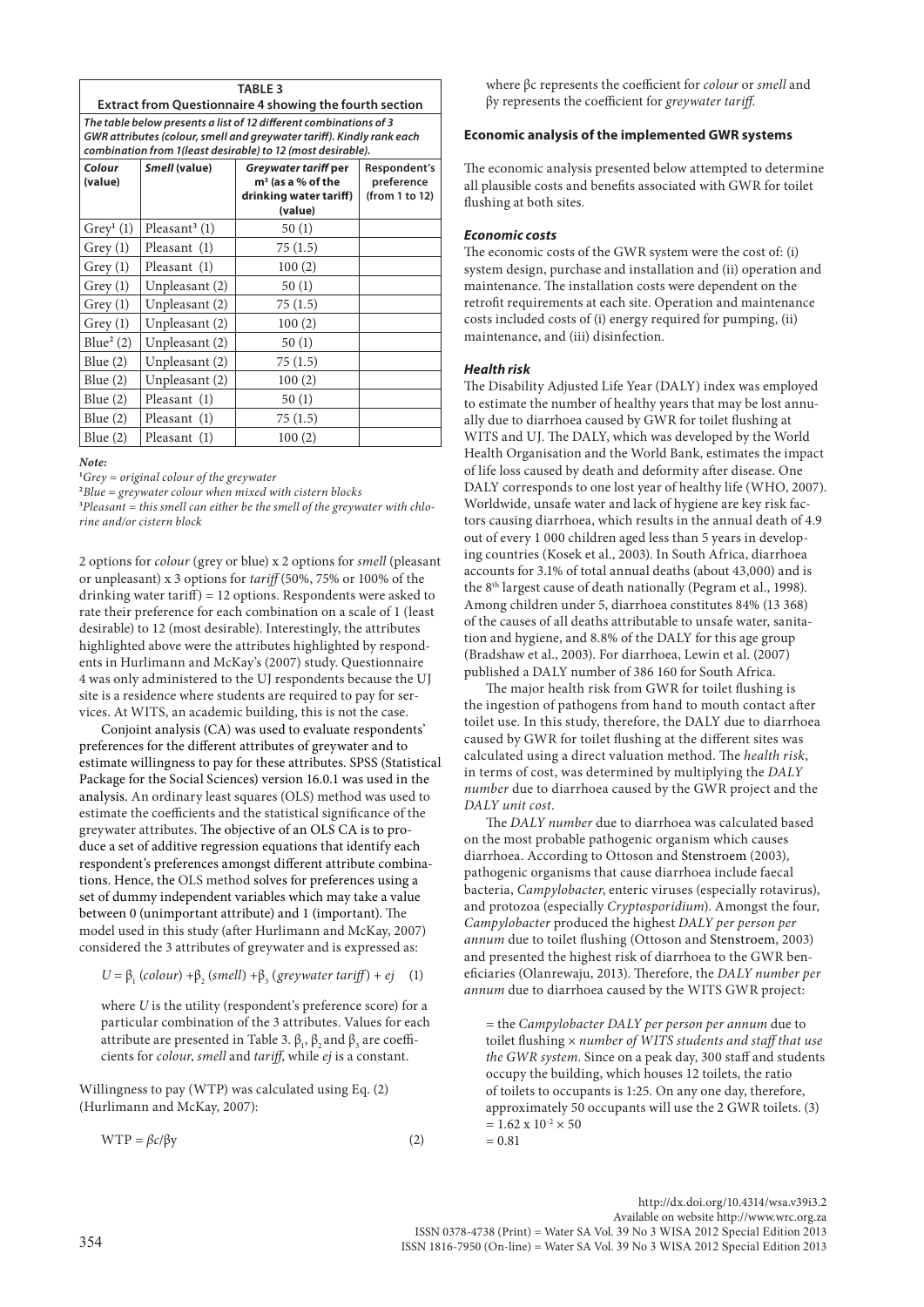**TABLE 3**
**Extract from Questionnaire 4 showing the fourth section**

*The table below presents a list of 12 different combinations of 3 GWR attributes (colour, smell and greywater tariff). Kindly rank each combination from 1(least desirable) to 12 (most desirable).*

| *Colour* (value) | *Smell* (value) | *Greywater tariff* per m³ (as a % of the drinking water tariff) (value) | Respondent's preference (from 1 to 12) |
|---|---|---|---|
| Grey[1] (1) | Pleasant[3] (1) | 50 (1) | |
| Grey (1) | Pleasant (1) | 75 (1.5) | |
| Grey (1) | Pleasant (1) | 100 (2) | |
| Grey (1) | Unpleasant (2) | 50 (1) | |
| Grey (1) | Unpleasant (2) | 75 (1.5) | |
| Grey (1) | Unpleasant (2) | 100 (2) | |
| Blue[2] (2) | Unpleasant (2) | 50 (1) | |
| Blue (2) | Unpleasant (2) | 75 (1.5) | |
| Blue (2) | Unpleasant (2) | 100 (2) | |
| Blue (2) | Pleasant (1) | 50 (1) | |
| Blue (2) | Pleasant (1) | 75 (1.5) | |
| Blue (2) | Pleasant (1) | 100 (2) | |

*Note:*
[1]*Grey = original colour of the greywater*
[2]*Blue = greywater colour when mixed with cistern blocks*
[3]*Pleasant = this smell can either be the smell of the greywater with chlorine and/or cistern block*

2 options for *colour* (grey or blue) x 2 options for *smell* (pleasant or unpleasant) x 3 options for *tariff* (50%, 75% or 100% of the drinking water tariff) = 12 options. Respondents were asked to rate their preference for each combination on a scale of 1 (least desirable) to 12 (most desirable). Interestingly, the attributes highlighted above were the attributes highlighted by respondents in Hurlimann and McKay's (2007) study. Questionnaire 4 was only administered to the UJ respondents because the UJ site is a residence where students are required to pay for services. At WITS, an academic building, this is not the case.

Conjoint analysis (CA) was used to evaluate respondents' preferences for the different attributes of greywater and to estimate willingness to pay for these attributes. SPSS (Statistical Package for the Social Sciences) version 16.0.1 was used in the analysis. An ordinary least squares (OLS) method was used to estimate the coefficients and the statistical significance of the greywater attributes. The objective of an OLS CA is to produce a set of additive regression equations that identify each respondent's preferences amongst different attribute combinations. Hence, the OLS method solves for preferences using a set of dummy independent variables which may take a value between 0 (unimportant attribute) and 1 (important). The model used in this study (after Hurlimann and McKay, 2007) considered the 3 attributes of greywater and is expressed as:

$$U = \beta_1\,(colour) + \beta_2\,(smell) + \beta_3\,(greywater\ tariff) + ej \quad (1)$$

where $U$ is the utility (respondent's preference score) for a particular combination of the 3 attributes. Values for each attribute are presented in Table 3. $\beta_1$, $\beta_2$ and $\beta_3$ are coefficients for *colour*, *smell* and *tariff*, while $ej$ is a constant.

Willingness to pay (WTP) was calculated using Eq. (2) (Hurlimann and McKay, 2007):

$$\text{WTP} = \beta c / \beta y \quad (2)$$

where $\beta c$ represents the coefficient for *colour* or *smell* and $\beta y$ represents the coefficient for *greywater tariff*.

### Economic analysis of the implemented GWR systems

The economic analysis presented below attempted to determine all plausible costs and benefits associated with GWR for toilet flushing at both sites.

#### *Economic costs*

The economic costs of the GWR system were the cost of: (i) system design, purchase and installation and (ii) operation and maintenance. The installation costs were dependent on the retrofit requirements at each site. Operation and maintenance costs included costs of (i) energy required for pumping, (ii) maintenance, and (iii) disinfection.

#### *Health risk*

The Disability Adjusted Life Year (DALY) index was employed to estimate the number of healthy years that may be lost annually due to diarrhoea caused by GWR for toilet flushing at WITS and UJ. The DALY, which was developed by the World Health Organisation and the World Bank, estimates the impact of life loss caused by death and deformity after disease. One DALY corresponds to one lost year of healthy life (WHO, 2007). Worldwide, unsafe water and lack of hygiene are key risk factors causing diarrhoea, which results in the annual death of 4.9 out of every 1 000 children aged less than 5 years in developing countries (Kosek et al., 2003). In South Africa, diarrhoea accounts for 3.1% of total annual deaths (about 43,000) and is the 8th largest cause of death nationally (Pegram et al., 1998). Among children under 5, diarrhoea constitutes 84% (13 368) of the causes of all deaths attributable to unsafe water, sanitation and hygiene, and 8.8% of the DALY for this age group (Bradshaw et al., 2003). For diarrhoea, Lewin et al. (2007) published a DALY number of 386 160 for South Africa.

The major health risk from GWR for toilet flushing is the ingestion of pathogens from hand to mouth contact after toilet use. In this study, therefore, the DALY due to diarrhoea caused by GWR for toilet flushing at the different sites was calculated using a direct valuation method. The *health risk*, in terms of cost, was determined by multiplying the *DALY number* due to diarrhoea caused by the GWR project and the *DALY unit cost*.

The *DALY number* due to diarrhoea was calculated based on the most probable pathogenic organism which causes diarrhoea. According to Ottoson and Stenstroem (2003), pathogenic organisms that cause diarrhoea include faecal bacteria, *Campylobacter*, enteric viruses (especially rotavirus), and protozoa (especially *Cryptosporidium*). Amongst the four, *Campylobacter* produced the highest *DALY per person per annum* due to toilet flushing (Ottoson and Stenstroem, 2003) and presented the highest risk of diarrhoea to the GWR beneficiaries (Olanrewaju, 2013). Therefore, the *DALY number per annum* due to diarrhoea caused by the WITS GWR project:

= the *Campylobacter DALY per person per annum* due to toilet flushing × *number of WITS students and staff that use the GWR system*. Since on a peak day, 300 staff and students occupy the building, which houses 12 toilets, the ratio of toilets to occupants is 1:25. On any one day, therefore, approximately 50 occupants will use the 2 GWR toilets. (3)
$= 1.62 \times 10^{-2} \times 50$
$= 0.81$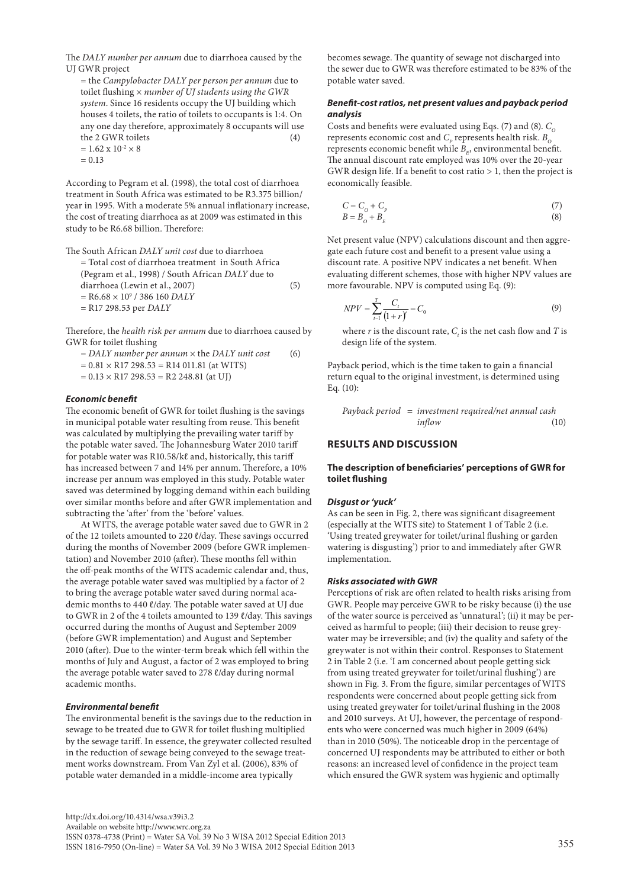The *DALY number per annum* due to diarrhoea caused by the UJ GWR project

= the *Campylobacter DALY per person per annum* due to toilet flushing × *number of UJ students using the GWR system*. Since 16 residents occupy the UJ building which houses 4 toilets, the ratio of toilets to occupants is 1:4. On any one day therefore, approximately 8 occupants will use the 2 GWR toilets (4)

$= 1.62 \times 10^{-2} \times 8$

$= 0.13$

According to Pegram et al. (1998), the total cost of diarrhoea treatment in South Africa was estimated to be R3.375 billion/year in 1995. With a moderate 5% annual inflationary increase, the cost of treating diarrhoea as at 2009 was estimated in this study to be R6.68 billion. Therefore:

The South African *DALY unit cost* due to diarrhoea

= Total cost of diarrhoea treatment in South Africa (Pegram et al., 1998) / South African *DALY* due to diarrhoea (Lewin et al., 2007) (5)

$= \text{R}6.68 \times 10^{9}$ / 386 160 *DALY*

= R17 298.53 per *DALY*

Therefore, the *health risk per annum* due to diarrhoea caused by GWR for toilet flushing

= *DALY number per annum* × the *DALY unit cost* (6)

= 0.81 × R17 298.53 = R14 011.81 (at WITS)

= 0.13 × R17 298.53 = R2 248.81 (at UJ)

#### *Economic benefit*

The economic benefit of GWR for toilet flushing is the savings in municipal potable water resulting from reuse. This benefit was calculated by multiplying the prevailing water tariff by the potable water saved. The Johannesburg Water 2010 tariff for potable water was R10.58/kℓ and, historically, this tariff has increased between 7 and 14% per annum. Therefore, a 10% increase per annum was employed in this study. Potable water saved was determined by logging demand within each building over similar months before and after GWR implementation and subtracting the 'after' from the 'before' values.

At WITS, the average potable water saved due to GWR in 2 of the 12 toilets amounted to 220 ℓ/day. These savings occurred during the months of November 2009 (before GWR implementation) and November 2010 (after). These months fell within the off-peak months of the WITS academic calendar and, thus, the average potable water saved was multiplied by a factor of 2 to bring the average potable water saved during normal academic months to 440 ℓ/day. The potable water saved at UJ due to GWR in 2 of the 4 toilets amounted to 139 ℓ/day. This savings occurred during the months of August and September 2009 (before GWR implementation) and August and September 2010 (after). Due to the winter-term break which fell within the months of July and August, a factor of 2 was employed to bring the average potable water saved to 278 ℓ/day during normal academic months.

#### *Environmental benefit*

The environmental benefit is the savings due to the reduction in sewage to be treated due to GWR for toilet flushing multiplied by the sewage tariff. In essence, the greywater collected resulted in the reduction of sewage being conveyed to the sewage treatment works downstream. From Van Zyl et al. (2006), 83% of potable water demanded in a middle-income area typically becomes sewage. The quantity of sewage not discharged into the sewer due to GWR was therefore estimated to be 83% of the potable water saved.

#### *Benefit-cost ratios, net present values and payback period analysis*

Costs and benefits were evaluated using Eqs. (7) and (8). $C_O$ represents economic cost and $C_P$ represents health risk. $B_O$ represents economic benefit while $B_E$, environmental benefit. The annual discount rate employed was 10% over the 20-year GWR design life. If a benefit to cost ratio > 1, then the project is economically feasible.

$$C = C_O + C_P \tag{7}$$

$$B = B_O + B_E \tag{8}$$

Net present value (NPV) calculations discount and then aggregate each future cost and benefit to a present value using a discount rate. A positive NPV indicates a net benefit. When evaluating different schemes, those with higher NPV values are more favourable. NPV is computed using Eq. (9):

$$NPV = \sum_{t=1}^{T} \frac{C_t}{(1+r)^t} - C_0 \tag{9}$$

where $r$ is the discount rate, $C_t$ is the net cash flow and $T$ is design life of the system.

Payback period, which is the time taken to gain a financial return equal to the original investment, is determined using Eq. (10):

*Payback period* = *investment required/net annual cash inflow* (10)

## RESULTS AND DISCUSSION

### The description of beneficiaries' perceptions of GWR for toilet flushing

#### *Disgust or 'yuck'*

As can be seen in Fig. 2, there was significant disagreement (especially at the WITS site) to Statement 1 of Table 2 (i.e. 'Using treated greywater for toilet/urinal flushing or garden watering is disgusting') prior to and immediately after GWR implementation.

#### *Risks associated with GWR*

Perceptions of risk are often related to health risks arising from GWR. People may perceive GWR to be risky because (i) the use of the water source is perceived as 'unnatural'; (ii) it may be perceived as harmful to people; (iii) their decision to reuse greywater may be irreversible; and (iv) the quality and safety of the greywater is not within their control. Responses to Statement 2 in Table 2 (i.e. 'I am concerned about people getting sick from using treated greywater for toilet/urinal flushing') are shown in Fig. 3. From the figure, similar percentages of WITS respondents were concerned about people getting sick from using treated greywater for toilet/urinal flushing in the 2008 and 2010 surveys. At UJ, however, the percentage of respondents who were concerned was much higher in 2009 (64%) than in 2010 (50%). The noticeable drop in the percentage of concerned UJ respondents may be attributed to either or both reasons: an increased level of confidence in the project team which ensured the GWR system was hygienic and optimally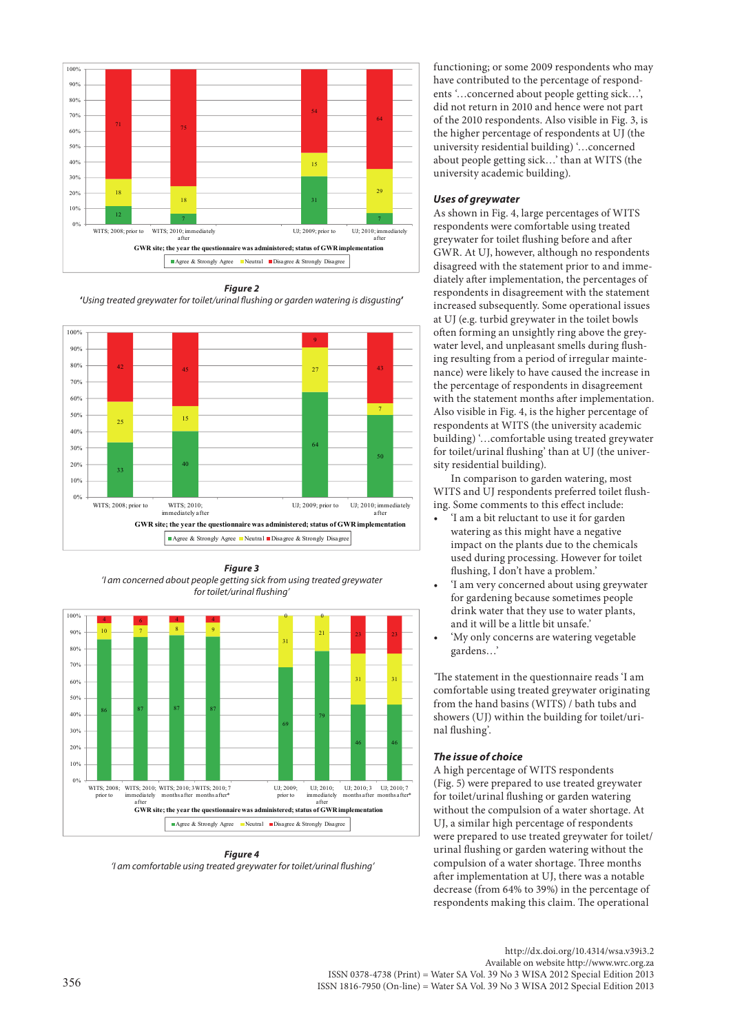**Figure 2**
*'Using treated greywater for toilet/urinal flushing or garden watering is disgusting'*

**Figure 3**
*'I am concerned about people getting sick from using treated greywater for toilet/urinal flushing'*

**Figure 4**
*'I am comfortable using treated greywater for toilet/urinal flushing'*

functioning; or some 2009 respondents who may have contributed to the percentage of respondents '…concerned about people getting sick…', did not return in 2010 and hence were not part of the 2010 respondents. Also visible in Fig. 3, is the higher percentage of respondents at UJ (the university residential building) '…concerned about people getting sick…' than at WITS (the university academic building).

### *Uses of greywater*

As shown in Fig. 4, large percentages of WITS respondents were comfortable using treated greywater for toilet flushing before and after GWR. At UJ, however, although no respondents disagreed with the statement prior to and immediately after implementation, the percentages of respondents in disagreement with the statement increased subsequently. Some operational issues at UJ (e.g. turbid greywater in the toilet bowls often forming an unsightly ring above the greywater level, and unpleasant smells during flushing resulting from a period of irregular maintenance) were likely to have caused the increase in the percentage of respondents in disagreement with the statement months after implementation. Also visible in Fig. 4, is the higher percentage of respondents at WITS (the university academic building) '…comfortable using treated greywater for toilet/urinal flushing' than at UJ (the university residential building).

In comparison to garden watering, most WITS and UJ respondents preferred toilet flushing. Some comments to this effect included:

- 'I am a bit reluctant to use it for garden watering as this might have a negative impact on the plants due to the chemicals used during processing. However for toilet flushing, I don't have a problem.'
- 'I am very concerned about using greywater for gardening because sometimes people drink water that they use to water plants, and it will be a little bit unsafe.'
- 'My only concerns are watering vegetable gardens…'

'The statement in the questionnaire reads 'I am comfortable using treated greywater originating from the hand basins (WITS) / bath tubs and showers (UJ) within the building for toilet/urinal flushing'.

### *The issue of choice*

A high percentage of WITS respondents (Fig. 5) were prepared to use treated greywater for toilet/urinal flushing or garden watering without the compulsion of a water shortage. At UJ, a similar high percentage of respondents were prepared to use treated greywater for toilet/urinal flushing or garden watering without the compulsion of a water shortage. Three months after implementation at UJ, there was a notable decrease (from 64% to 39%) in the percentage of respondents making this claim. The operational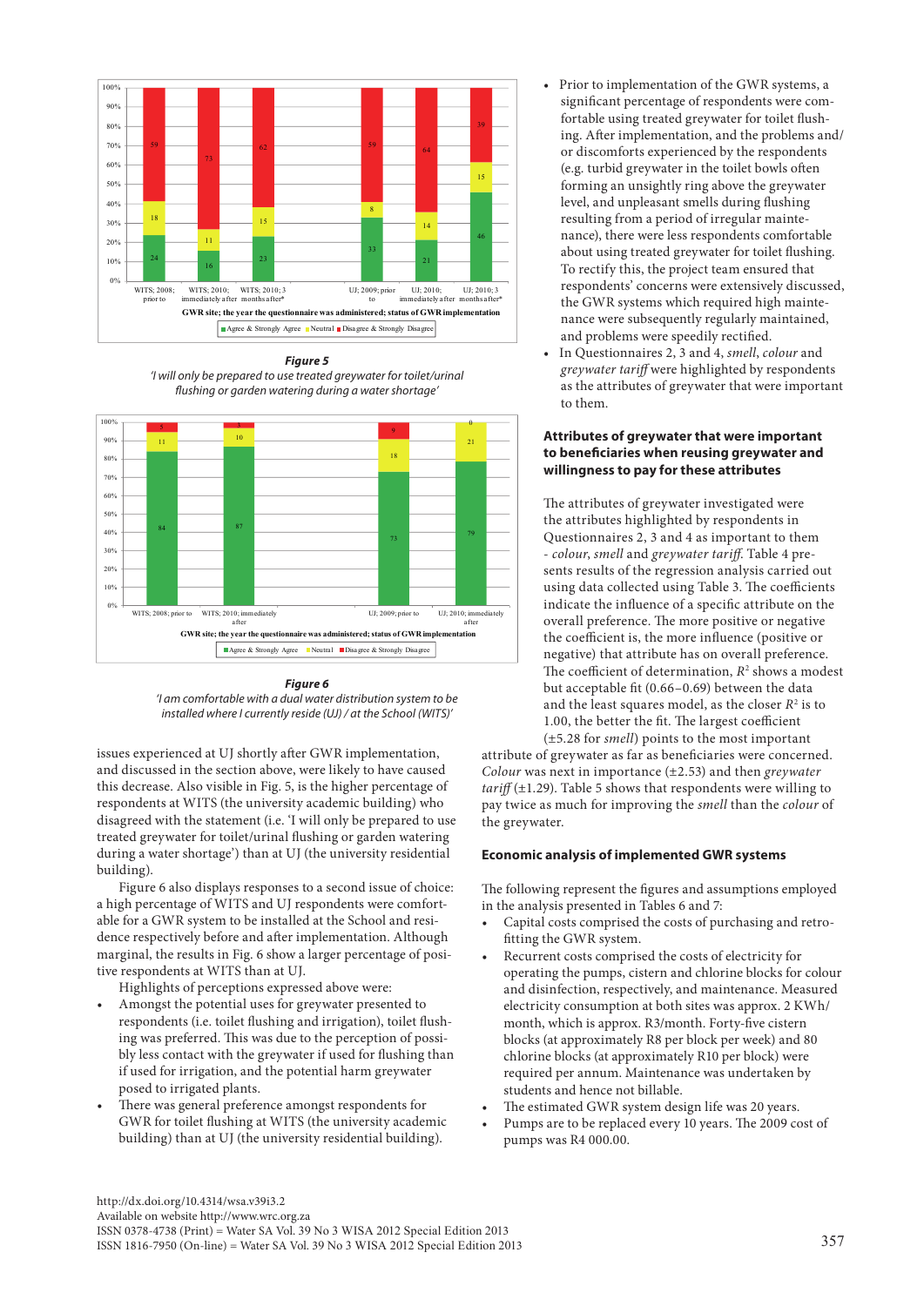**Figure 5**

*'I will only be prepared to use treated greywater for toilet/urinal flushing or garden watering during a water shortage'*

**Figure 6**

*'I am comfortable with a dual water distribution system to be installed where I currently reside (UJ) / at the School (WITS)'*

issues experienced at UJ shortly after GWR implementation, and discussed in the section above, were likely to have caused this decrease. Also visible in Fig. 5, is the higher percentage of respondents at WITS (the university academic building) who disagreed with the statement (i.e. 'I will only be prepared to use treated greywater for toilet/urinal flushing or garden watering during a water shortage') than at UJ (the university residential building).

Figure 6 also displays responses to a second issue of choice: a high percentage of WITS and UJ respondents were comfortable for a GWR system to be installed at the School and residence respectively before and after implementation. Although marginal, the results in Fig. 6 show a larger percentage of positive respondents at WITS than at UJ.

Highlights of perceptions expressed above were:

- Amongst the potential uses for greywater presented to respondents (i.e. toilet flushing and irrigation), toilet flushing was preferred. This was due to the perception of possibly less contact with the greywater if used for flushing than if used for irrigation, and the potential harm greywater posed to irrigated plants.
- There was general preference amongst respondents for GWR for toilet flushing at WITS (the university academic building) than at UJ (the university residential building).
- Prior to implementation of the GWR systems, a significant percentage of respondents were comfortable using treated greywater for toilet flushing. After implementation, and the problems and/or discomforts experienced by the respondents (e.g. turbid greywater in the toilet bowls often forming an unsightly ring above the greywater level, and unpleasant smells during flushing resulting from a period of irregular maintenance), there were less respondents comfortable about using treated greywater for toilet flushing. To rectify this, the project team ensured that respondents' concerns were extensively discussed, the GWR systems which required high maintenance were subsequently regularly maintained, and problems were speedily rectified.
- In Questionnaires 2, 3 and 4, *smell*, *colour* and *greywater tariff* were highlighted by respondents as the attributes of greywater that were important to them.

### Attributes of greywater that were important to beneficiaries when reusing greywater and willingness to pay for these attributes

The attributes of greywater investigated were the attributes highlighted by respondents in Questionnaires 2, 3 and 4 as important to them - *colour*, *smell* and *greywater tariff*. Table 4 presents results of the regression analysis carried out using data collected using Table 3. The coefficients indicate the influence of a specific attribute on the overall preference. The more positive or negative the coefficient is, the more influence (positive or negative) that attribute has on overall preference. The coefficient of determination, $R^2$ shows a modest but acceptable fit (0.66–0.69) between the data and the least squares model, as the closer $R^2$ is to 1.00, the better the fit. The largest coefficient (±5.28 for *smell*) points to the most important attribute of greywater as far as beneficiaries were concerned. *Colour* was next in importance (±2.53) and then *greywater tariff* (±1.29). Table 5 shows that respondents were willing to pay twice as much for improving the *smell* than the *colour* of the greywater.

### Economic analysis of implemented GWR systems

The following represent the figures and assumptions employed in the analysis presented in Tables 6 and 7:

- Capital costs comprised the costs of purchasing and retrofitting the GWR system.
- Recurrent costs comprised the costs of electricity for operating the pumps, cistern and chlorine blocks for colour and disinfection, respectively, and maintenance. Measured electricity consumption at both sites was approx. 2 KWh/month, which is approx. R3/month. Forty-five cistern blocks (at approximately R8 per block per week) and 80 chlorine blocks (at approximately R10 per block) were required per annum. Maintenance was undertaken by students and hence not billable.
- The estimated GWR system design life was 20 years.
- Pumps are to be replaced every 10 years. The 2009 cost of pumps was R4 000.00.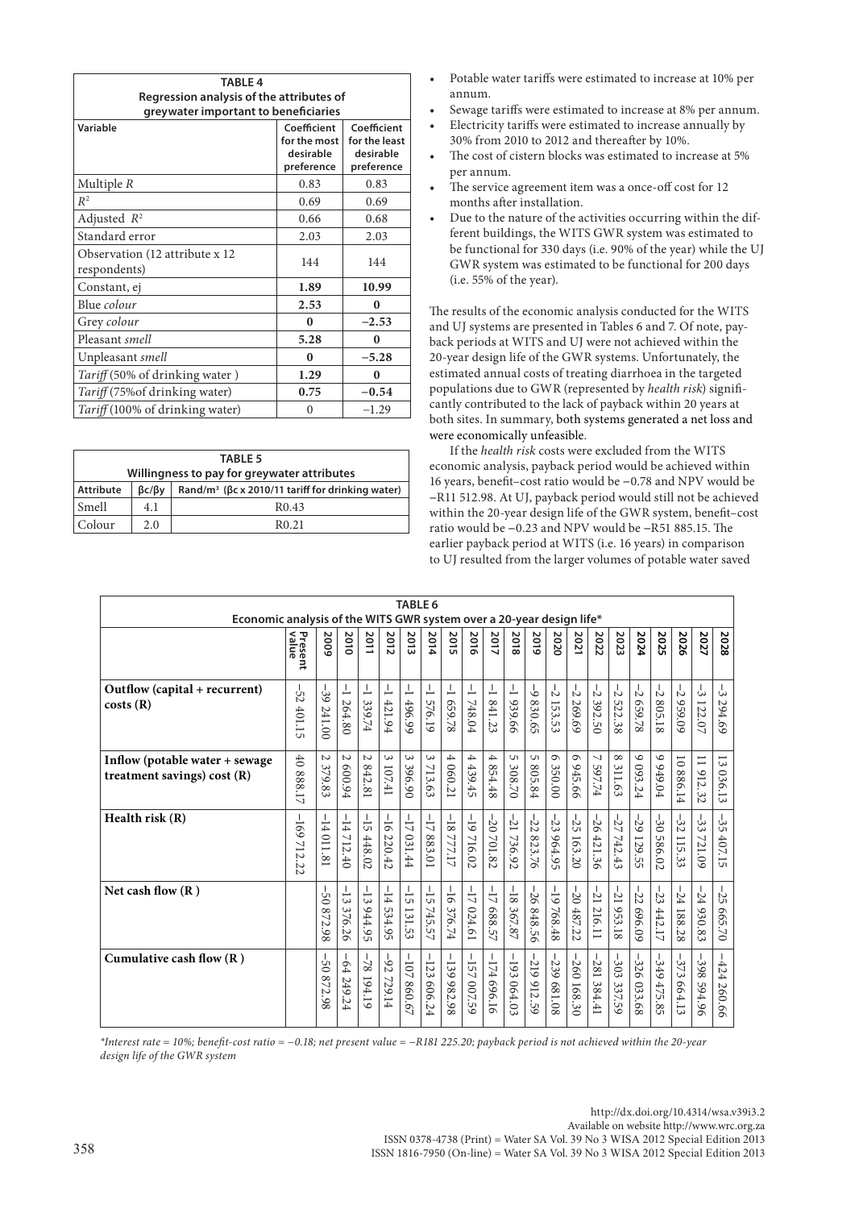**TABLE 4**
**Regression analysis of the attributes of greywater important to beneficiaries**

| Variable | Coefficient for the most desirable preference | Coefficient for the least desirable preference |
|---|---|---|
| Multiple *R* | 0.83 | 0.83 |
| $R^2$ | 0.69 | 0.69 |
| Adjusted $R^2$ | 0.66 | 0.68 |
| Standard error | 2.03 | 2.03 |
| Observation (12 attribute x 12 respondents) | 144 | 144 |
| Constant, ej | **1.89** | **10.99** |
| Blue *colour* | **2.53** | **0** |
| Grey *colour* | **0** | **−2.53** |
| Pleasant *smell* | **5.28** | **0** |
| Unpleasant *smell* | **0** | **−5.28** |
| *Tariff* (50% of drinking water ) | **1.29** | **0** |
| *Tariff* (75%of drinking water) | **0.75** | **−0.54** |
| *Tariff* (100% of drinking water) | 0 | −1.29 |

**TABLE 5**
**Willingness to pay for greywater attributes**

| Attribute | βc/βy | Rand/m³ (βc x 2010/11 tariff for drinking water) |
|---|---|---|
| Smell | 4.1 | R0.43 |
| Colour | 2.0 | R0.21 |

- Potable water tariffs were estimated to increase at 10% per annum.
- Sewage tariffs were estimated to increase at 8% per annum.
- Electricity tariffs were estimated to increase annually by 30% from 2010 to 2012 and thereafter by 10%.
- The cost of cistern blocks was estimated to increase at 5% per annum.
- The service agreement item was a once-off cost for 12 months after installation.
- Due to the nature of the activities occurring within the different buildings, the WITS GWR system was estimated to be functional for 330 days (i.e. 90% of the year) while the UJ GWR system was estimated to be functional for 200 days (i.e. 55% of the year).

The results of the economic analysis conducted for the WITS and UJ systems are presented in Tables 6 and 7. Of note, payback periods at WITS and UJ were not achieved within the 20-year design life of the GWR systems. Unfortunately, the estimated annual costs of treating diarrhoea in the targeted populations due to GWR (represented by *health risk*) significantly contributed to the lack of payback within 20 years at both sites. In summary, both systems generated a net loss and were economically unfeasible.

If the *health risk* costs were excluded from the WITS economic analysis, payback period would be achieved within 16 years, benefit–cost ratio would be −0.78 and NPV would be −R11 512.98. At UJ, payback period would still not be achieved within the 20-year design life of the GWR system, benefit–cost ratio would be −0.23 and NPV would be −R51 885.15. The earlier payback period at WITS (i.e. 16 years) in comparison to UJ resulted from the larger volumes of potable water saved

**TABLE 6**
**Economic analysis of the WITS GWR system over a 20-year design life***

| | Present value | 2009 | 2010 | 2011 | 2012 | 2013 | 2014 | 2015 | 2016 | 2017 | 2018 | 2019 | 2020 | 2021 | 2022 | 2023 | 2024 | 2025 | 2026 | 2027 | 2028 |
|---|---|---|---|---|---|---|---|---|---|---|---|---|---|---|---|---|---|---|---|---|---|
| **Outflow (capital + recurrent) costs (R)** | −52 401.15 | −39 241.00 | −1 264.80 | −1 339.74 | −1 421.94 | −1 496.99 | −1 576.19 | −1 659.78 | −1 748.04 | −1 841.23 | −1 939.66 | −9 830.65 | −2 153.53 | −2 269.69 | −2 392.50 | −2 522.38 | −2 659.78 | −2 805.18 | −2 959.09 | −3 122.07 | −3 294.69 |
| **Inflow (potable water + sewage treatment savings) cost (R)** | 40 888.17 | 2 379.83 | 2 600.94 | 2 842.81 | 3 107.41 | 3 396.90 | 3 713.63 | 4 060.21 | 4 439.45 | 4 854.48 | 5 308.70 | 5 805.84 | 6 350.00 | 6 945.66 | 7 597.74 | 8 311.63 | 9 093.24 | 9 949.04 | 10 886.14 | 11 912.32 | 13 036.13 |
| **Health risk (R)** | −169 712.22 | −14 011.81 | −14 712.40 | −15 448.02 | −16 220.42 | −17 031.44 | −17 883.01 | −18 777.17 | −19 716.02 | −20 701.82 | −21 736.92 | −22 823.76 | −23 964.95 | −25 163.20 | −26 421.36 | −27 742.43 | −29 129.55 | −30 586.02 | −32 115.33 | −33 721.09 | −35 407.15 |
| **Net cash flow (R )** | | −50 872.98 | −13 376.26 | −13 944.95 | −14 534.95 | −15 131.53 | −15 745.57 | −16 376.74 | −17 024.61 | −17 688.57 | −18 367.87 | −26 848.56 | −19 768.48 | −20 487.22 | −21 216.11 | −21 953.18 | −22 696.09 | −23 442.17 | −24 188.28 | −24 930.83 | −25 665.70 |
| **Cumulative cash flow (R )** | | −50 872.98 | −64 249.24 | −78 194.19 | −92 729.14 | −107 860.67 | −123 606.24 | −139 982.98 | −157 007.59 | −174 696.16 | −193 064.03 | −219 912.59 | −239 681.08 | −260 168.30 | −281 384.41 | −303 337.59 | −326 033.68 | −349 475.85 | −373 664.13 | −398 594.96 | −424 260.66 |

*Interest rate = 10%; benefit-cost ratio = −0.18; net present value = −R181 225.20; payback period is not achieved within the 20-year design life of the GWR system*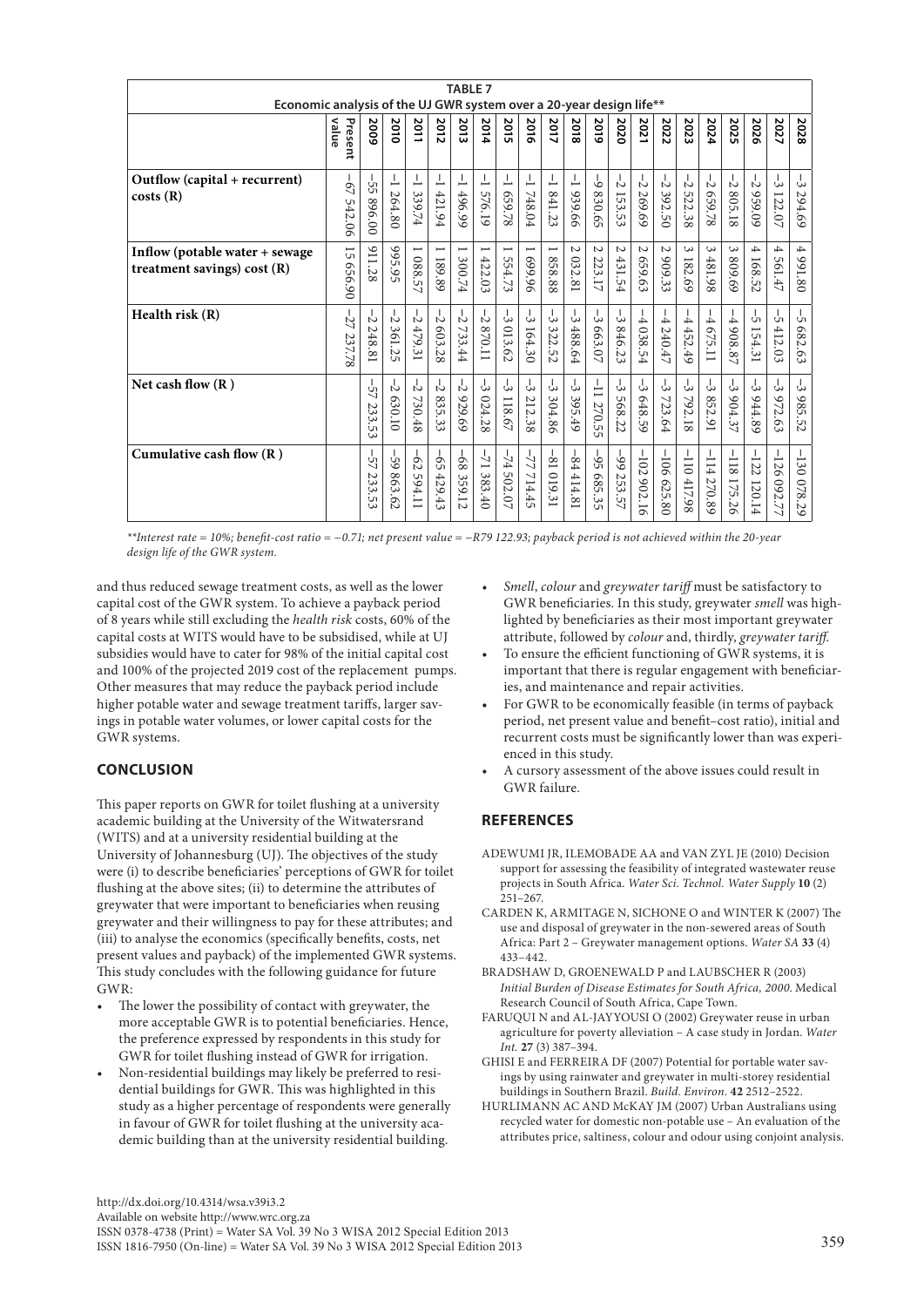**TABLE 7**

**Economic analysis of the UJ GWR system over a 20-year design life****

| | Present value | 2009 | 2010 | 2011 | 2012 | 2013 | 2014 | 2015 | 2016 | 2017 | 2018 | 2019 | 2020 | 2021 | 2022 | 2023 | 2024 | 2025 | 2026 | 2027 | 2028 |
|---|---|---|---|---|---|---|---|---|---|---|---|---|---|---|---|---|---|---|---|---|---|
| **Outflow (capital + recurrent) costs (R)** | −67 542.06 | −55 896.00 | −1 264.80 | −1 339.74 | −1 421.94 | −1 496.99 | −1 576.19 | −1 659.78 | −1 748.04 | −1 841.23 | −1 939.66 | −9 830.65 | −2 153.53 | −2 269.69 | −2 392.50 | −2 522.38 | −2 659.78 | −2 805.18 | −2 959.09 | −3 122.07 | −3 294.69 |
| **Inflow (potable water + sewage treatment savings) cost (R)** | 15 656.90 | 911.28 | 995.95 | 1 088.57 | 1 189.89 | 1 300.74 | 1 422.03 | 1 554.73 | 1 699.96 | 1 858.88 | 2 032.81 | 2 223.17 | 2 431.54 | 2 659.63 | 2 909.33 | 3 182.69 | 3 481.98 | 3 809.69 | 4 168.52 | 4 561.47 | 4 991.80 |
| **Health risk (R)** | −27 237.78 | −2 248.81 | −2 361.25 | −2 479.31 | −2 603.28 | −2 733.44 | −2 870.11 | −3 013.62 | −3 164.30 | −3 322.52 | −3 488.64 | −3 663.07 | −3 846.23 | −4 038.54 | −4 240.47 | −4 452.49 | −4 675.11 | −4 908.87 | −5 154.31 | −5 412.03 | −5 682.63 |
| **Net cash flow (R )** | | −57 233.53 | −2 630.10 | −2 730.48 | −2 835.33 | −2 929.69 | −3 024.28 | −3 118.67 | −3 212.38 | −3 304.86 | −3 395.49 | −11 270.55 | −3 568.22 | −3 648.59 | −3 723.64 | −3 792.18 | −3 852.91 | −3 904.37 | −3 944.89 | −3 972.63 | −3 985.52 |
| **Cumulative cash flow (R )** | | −57 233.53 | −59 863.62 | −62 594.11 | −65 429.43 | −68 359.12 | −71 383.40 | −74 502.07 | −77 714.45 | −81 019.31 | −84 414.81 | −95 685.35 | −99 253.57 | −102 902.16 | −106 625.80 | −110 417.98 | −114 270.89 | −118 175.26 | −122 120.14 | −126 092.77 | −130 078.29 |

*\*\*Interest rate = 10%; benefit-cost ratio = −0.71; net present value = −R79 122.93; payback period is not achieved within the 20-year design life of the GWR system.*

and thus reduced sewage treatment costs, as well as the lower capital cost of the GWR system. To achieve a payback period of 8 years while still excluding the *health risk* costs, 60% of the capital costs at WITS would have to be subsidised, while at UJ subsidies would have to cater for 98% of the initial capital cost and 100% of the projected 2019 cost of the replacement pumps. Other measures that may reduce the payback period include higher potable water and sewage treatment tariffs, larger savings in potable water volumes, or lower capital costs for the GWR systems.

## CONCLUSION

This paper reports on GWR for toilet flushing at a university academic building at the University of the Witwatersrand (WITS) and at a university residential building at the University of Johannesburg (UJ). The objectives of the study were (i) to describe beneficiaries' perceptions of GWR for toilet flushing at the above sites; (ii) to determine the attributes of greywater that were important to beneficiaries when reusing greywater and their willingness to pay for these attributes; and (iii) to analyse the economics (specifically benefits, costs, net present values and payback) of the implemented GWR systems. This study concludes with the following guidance for future GWR:

- The lower the possibility of contact with greywater, the more acceptable GWR is to potential beneficiaries. Hence, the preference expressed by respondents in this study for GWR for toilet flushing instead of GWR for irrigation.
- Non-residential buildings may likely be preferred to residential buildings for GWR. This was highlighted in this study as a higher percentage of respondents were generally in favour of GWR for toilet flushing at the university academic building than at the university residential building.
- *Smell*, *colour* and *greywater tariff* must be satisfactory to GWR beneficiaries. In this study, greywater *smell* was highlighted by beneficiaries as their most important greywater attribute, followed by *colour* and, thirdly, *greywater tariff*.
- To ensure the efficient functioning of GWR systems, it is important that there is regular engagement with beneficiaries, and maintenance and repair activities.
- For GWR to be economically feasible (in terms of payback period, net present value and benefit–cost ratio), initial and recurrent costs must be significantly lower than was experienced in this study.
- A cursory assessment of the above issues could result in GWR failure.

## REFERENCES

ADEWUMI JR, ILEMOBADE AA and VAN ZYL JE (2010) Decision support for assessing the feasibility of integrated wastewater reuse projects in South Africa. *Water Sci. Technol. Water Supply* **10** (2) 251–267.

CARDEN K, ARMITAGE N, SICHONE O and WINTER K (2007) The use and disposal of greywater in the non-sewered areas of South Africa: Part 2 – Greywater management options. *Water SA* **33** (4) 433–442.

BRADSHAW D, GROENEWALD P and LAUBSCHER R (2003) *Initial Burden of Disease Estimates for South Africa, 2000*. Medical Research Council of South Africa, Cape Town.

FARUQUI N and AL-JAYYOUSI O (2002) Greywater reuse in urban agriculture for poverty alleviation – A case study in Jordan. *Water Int.* **27** (3) 387–394.

GHISI E and FERREIRA DF (2007) Potential for portable water savings by using rainwater and greywater in multi-storey residential buildings in Southern Brazil. *Build. Environ.* **42** 2512–2522.

HURLIMANN AC AND McKAY JM (2007) Urban Australians using recycled water for domestic non-potable use – An evaluation of the attributes price, saltiness, colour and odour using conjoint analysis.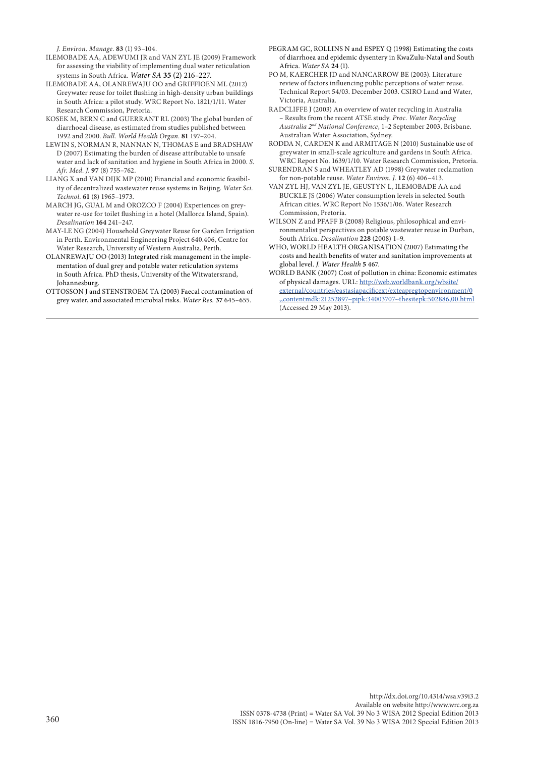*J. Environ. Manage.* **83** (1) 93–104.

ILEMOBADE AA, ADEWUMI JR and VAN ZYL JE (2009) Framework for assessing the viability of implementing dual water reticulation systems in South Africa. *Water SA* **35** (2) 216–227.

ILEMOBADE AA, OLANREWAJU OO and GRIFFIOEN ML (2012) Greywater reuse for toilet flushing in high-density urban buildings in South Africa: a pilot study. WRC Report No. 1821/1/11. Water Research Commission, Pretoria.

KOSEK M, BERN C and GUERRANT RL (2003) The global burden of diarrhoeal disease, as estimated from studies published between 1992 and 2000. *Bull. World Health Organ.* **81** 197–204.

LEWIN S, NORMAN R, NANNAN N, THOMAS E and BRADSHAW D (2007) Estimating the burden of disease attributable to unsafe water and lack of sanitation and hygiene in South Africa in 2000. *S. Afr. Med. J.* **97** (8) 755–762.

LIANG X and VAN DIJK MP (2010) Financial and economic feasibility of decentralized wastewater reuse systems in Beijing. *Water Sci. Technol.* **61** (8) 1965–1973.

MARCH JG, GUAL M and OROZCO F (2004) Experiences on greywater re-use for toilet flushing in a hotel (Mallorca Island, Spain). *Desalination* **164** 241–247.

MAY-LE NG (2004) Household Greywater Reuse for Garden Irrigation in Perth. Environmental Engineering Project 640.406, Centre for Water Research, University of Western Australia, Perth.

OLANREWAJU OO (2013) Integrated risk management in the implementation of dual grey and potable water reticulation systems in South Africa. PhD thesis, University of the Witwatersrand, Johannesburg.

OTTOSSON J and STENSTROEM TA (2003) Faecal contamination of grey water, and associated microbial risks. *Water Res.* **37** 645–655.

PEGRAM GC, ROLLINS N and ESPEY Q (1998) Estimating the costs of diarrhoea and epidemic dysentery in KwaZulu-Natal and South Africa. *Water SA* **24** (1).

PO M, KAERCHER JD and NANCARROW BE (2003). Literature review of factors influencing public perceptions of water reuse. Technical Report 54/03. December 2003. CSIRO Land and Water, Victoria, Australia.

RADCLIFFE J (2003) An overview of water recycling in Australia – Results from the recent ATSE study. *Proc. Water Recycling Australia 2nd National Conference*, 1–2 September 2003, Brisbane. Australian Water Association, Sydney.

RODDA N, CARDEN K and ARMITAGE N (2010) Sustainable use of greywater in small-scale agriculture and gardens in South Africa. WRC Report No. 1639/1/10. Water Research Commission, Pretoria.

SURENDRAN S and WHEATLEY AD (1998) Greywater reclamation for non-potable reuse. *Water Environ. J.* **12** (6) 406–413.

VAN ZYL HJ, VAN ZYL JE, GEUSTYN L, ILEMOBADE AA and BUCKLE JS (2006) Water consumption levels in selected South African cities. WRC Report No 1536/1/06. Water Research Commission, Pretoria.

WILSON Z and PFAFF B (2008) Religious, philosophical and environmentalist perspectives on potable wastewater reuse in Durban, South Africa. *Desalination* **228** (2008) 1–9.

WHO, WORLD HEALTH ORGANISATION (2007) Estimating the costs and health benefits of water and sanitation improvements at global level. *J. Water Health* **5** 467.

WORLD BANK (2007) Cost of pollution in china: Economic estimates of physical damages. URL: http://web.worldbank.org/wbsite/external/countries/eastasiapacificext/exteapregtopenvironment/0,,contentmdk:21252897~pipk:34003707~thesitepk:502886,00.html (Accessed 29 May 2013).